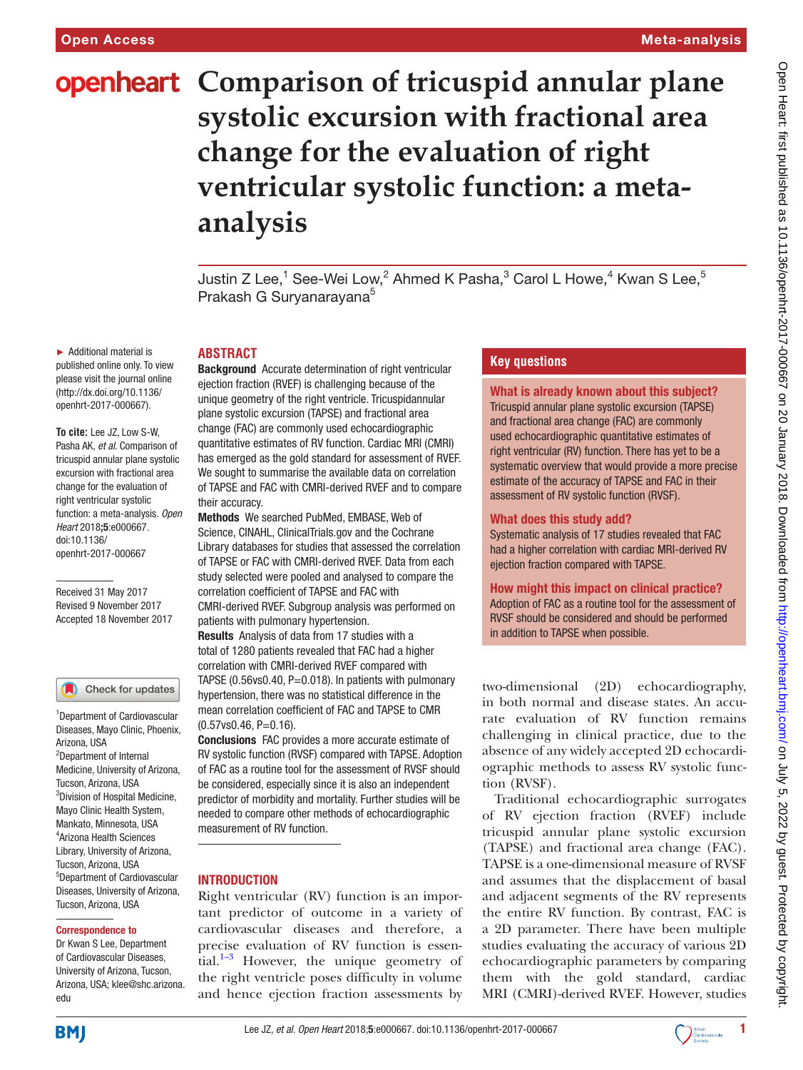Open Access | Meta-analysis

# Comparison of tricuspid annular plane systolic excursion with fractional area change for the evaluation of right ventricular systolic function: a meta-analysis

Justin Z Lee,[1] See-Wei Low,[2] Ahmed K Pasha,[3] Carol L Howe,[4] Kwan S Lee,[5] Prakash G Suryanarayana[5]

► Additional material is published online only. To view please visit the journal online (http://dx.doi.org/10.1136/openhrt-2017-000667).

**To cite:** Lee JZ, Low S-W, Pasha AK, *et al*. Comparison of tricuspid annular plane systolic excursion with fractional area change for the evaluation of right ventricular systolic function: a meta-analysis. *Open Heart* 2018;**5**:e000667. doi:10.1136/openhrt-2017-000667

Received 31 May 2017
Revised 9 November 2017
Accepted 18 November 2017

[1]Department of Cardiovascular Diseases, Mayo Clinic, Phoenix, Arizona, USA
[2]Department of Internal Medicine, University of Arizona, Tucson, Arizona, USA
[3]Division of Hospital Medicine, Mayo Clinic Health System, Mankato, Minnesota, USA
[4]Arizona Health Sciences Library, University of Arizona, Tucson, Arizona, USA
[5]Department of Cardiovascular Diseases, University of Arizona, Tucson, Arizona, USA

**Correspondence to**
Dr Kwan S Lee, Department of Cardiovascular Diseases, University of Arizona, Tucson, Arizona, USA; klee@shc.arizona.edu

## ABSTRACT

**Background** Accurate determination of right ventricular ejection fraction (RVEF) is challenging because of the unique geometry of the right ventricle. Tricuspidannular plane systolic excursion (TAPSE) and fractional area change (FAC) are commonly used echocardiographic quantitative estimates of RV function. Cardiac MRI (CMRI) has emerged as the gold standard for assessment of RVEF. We sought to summarise the available data on correlation of TAPSE and FAC with CMRI-derived RVEF and to compare their accuracy.

**Methods** We searched PubMed, EMBASE, Web of Science, CINAHL, ClinicalTrials.gov and the Cochrane Library databases for studies that assessed the correlation of TAPSE or FAC with CMRI-derived RVEF. Data from each study selected were pooled and analysed to compare the correlation coefficient of TAPSE and FAC with CMRI-derived RVEF. Subgroup analysis was performed on patients with pulmonary hypertension.

**Results** Analysis of data from 17 studies with a total of 1280 patients revealed that FAC had a higher correlation with CMRI-derived RVEF compared with TAPSE (0.56vs0.40, P=0.018). In patients with pulmonary hypertension, there was no statistical difference in the mean correlation coefficient of FAC and TAPSE to CMR (0.57vs0.46, P=0.16).

**Conclusions** FAC provides a more accurate estimate of RV systolic function (RVSF) compared with TAPSE. Adoption of FAC as a routine tool for the assessment of RVSF should be considered, especially since it is also an independent predictor of morbidity and mortality. Further studies will be needed to compare other methods of echocardiographic measurement of RV function.

## Key questions

### What is already known about this subject?

Tricuspid annular plane systolic excursion (TAPSE) and fractional area change (FAC) are commonly used echocardiographic quantitative estimates of right ventricular (RV) function. There has yet to be a systematic overview that would provide a more precise estimate of the accuracy of TAPSE and FAC in their assessment of RV systolic function (RVSF).

### What does this study add?

Systematic analysis of 17 studies revealed that FAC had a higher correlation with cardiac MRI-derived RV ejection fraction compared with TAPSE.

### How might this impact on clinical practice?

Adoption of FAC as a routine tool for the assessment of RVSF should be considered and should be performed in addition to TAPSE when possible.

## INTRODUCTION

Right ventricular (RV) function is an important predictor of outcome in a variety of cardiovascular diseases and therefore, a precise evaluation of RV function is essential.[1–3] However, the unique geometry of the right ventricle poses difficulty in volume and hence ejection fraction assessments by two-dimensional (2D) echocardiography, in both normal and disease states. An accurate evaluation of RV function remains challenging in clinical practice, due to the absence of any widely accepted 2D echocardiographic methods to assess RV systolic function (RVSF).

Traditional echocardiographic surrogates of RV ejection fraction (RVEF) include tricuspid annular plane systolic excursion (TAPSE) and fractional area change (FAC). TAPSE is a one-dimensional measure of RVSF and assumes that the displacement of basal and adjacent segments of the RV represents the entire RV function. By contrast, FAC is a 2D parameter. There have been multiple studies evaluating the accuracy of various 2D echocardiographic parameters by comparing them with the gold standard, cardiac MRI (CMRI)-derived RVEF. However, studies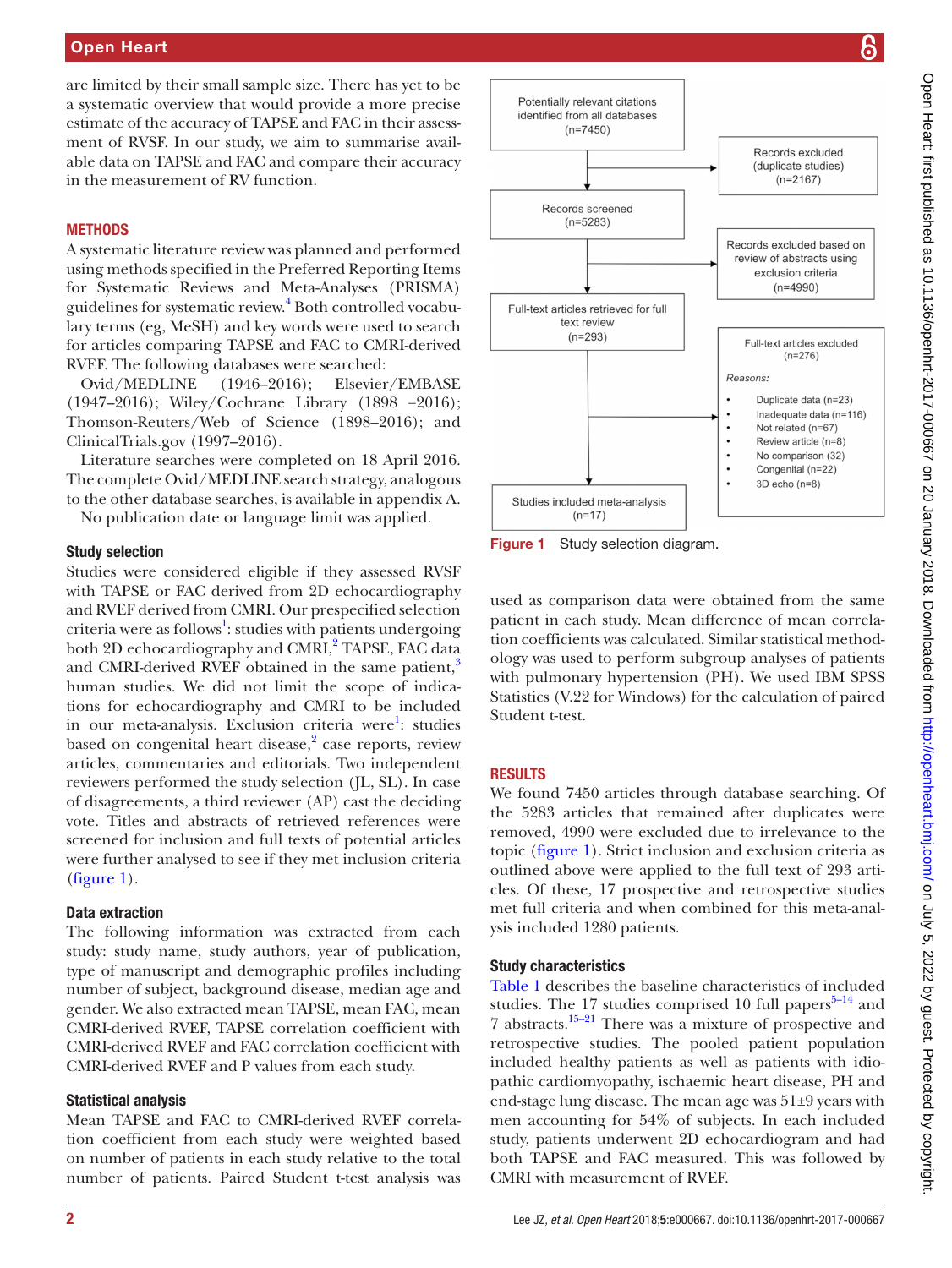are limited by their small sample size. There has yet to be a systematic overview that would provide a more precise estimate of the accuracy of TAPSE and FAC in their assessment of RVSF. In our study, we aim to summarise available data on TAPSE and FAC and compare their accuracy in the measurement of RV function.

## METHODS

A systematic literature review was planned and performed using methods specified in the Preferred Reporting Items for Systematic Reviews and Meta-Analyses (PRISMA) guidelines for systematic review.[4] Both controlled vocabulary terms (eg, MeSH) and key words were used to search for articles comparing TAPSE and FAC to CMRI-derived RVEF. The following databases were searched:

Ovid/MEDLINE (1946–2016); Elsevier/EMBASE (1947–2016); Wiley/Cochrane Library (1898 –2016); Thomson-Reuters/Web of Science (1898–2016); and ClinicalTrials.gov (1997–2016).

Literature searches were completed on 18 April 2016. The complete Ovid/MEDLINE search strategy, analogous to the other database searches, is available in appendix A.

No publication date or language limit was applied.

### Study selection

Studies were considered eligible if they assessed RVSF with TAPSE or FAC derived from 2D echocardiography and RVEF derived from CMRI. Our prespecified selection criteria were as follows[1]: studies with patients undergoing both 2D echocardiography and CMRI,[2] TAPSE, FAC data and CMRI-derived RVEF obtained in the same patient,[3] human studies. We did not limit the scope of indications for echocardiography and CMRI to be included in our meta-analysis. Exclusion criteria were[1]: studies based on congenital heart disease,[2] case reports, review articles, commentaries and editorials. Two independent reviewers performed the study selection (JL, SL). In case of disagreements, a third reviewer (AP) cast the deciding vote. Titles and abstracts of retrieved references were screened for inclusion and full texts of potential articles were further analysed to see if they met inclusion criteria (figure 1).

### Data extraction

The following information was extracted from each study: study name, study authors, year of publication, type of manuscript and demographic profiles including number of subject, background disease, median age and gender. We also extracted mean TAPSE, mean FAC, mean CMRI-derived RVEF, TAPSE correlation coefficient with CMRI-derived RVEF and FAC correlation coefficient with CMRI-derived RVEF and P values from each study.

### Statistical analysis

Mean TAPSE and FAC to CMRI-derived RVEF correlation coefficient from each study were weighted based on number of patients in each study relative to the total number of patients. Paired Student t-test analysis was used as comparison data were obtained from the same patient in each study. Mean difference of mean correlation coefficients was calculated. Similar statistical methodology was used to perform subgroup analyses of patients with pulmonary hypertension (PH). We used IBM SPSS Statistics (V.22 for Windows) for the calculation of paired Student t-test.

Potentially relevant citations identified from all databases (n=7450)

Records excluded (duplicate studies) (n=2167)

Records screened (n=5283)

Records excluded based on review of abstracts using exclusion criteria (n=4990)

Full-text articles retrieved for full text review (n=293)

Full-text articles excluded (n=276)

*Reasons:*

- Duplicate data (n=23)
- Inadequate data (n=116)
- Not related (n=67)
- Review article (n=8)
- No comparison (32)
- Congenital (n=22)
- 3D echo (n=8)

Studies included meta-analysis (n=17)

**Figure 1** Study selection diagram.

## RESULTS

We found 7450 articles through database searching. Of the 5283 articles that remained after duplicates were removed, 4990 were excluded due to irrelevance to the topic (figure 1). Strict inclusion and exclusion criteria as outlined above were applied to the full text of 293 articles. Of these, 17 prospective and retrospective studies met full criteria and when combined for this meta-analysis included 1280 patients.

### Study characteristics

Table 1 describes the baseline characteristics of included studies. The 17 studies comprised 10 full papers[5–14] and 7 abstracts.[15–21] There was a mixture of prospective and retrospective studies. The pooled patient population included healthy patients as well as patients with idiopathic cardiomyopathy, ischaemic heart disease, PH and end-stage lung disease. The mean age was 51±9 years with men accounting for 54% of subjects. In each included study, patients underwent 2D echocardiogram and had both TAPSE and FAC measured. This was followed by CMRI with measurement of RVEF.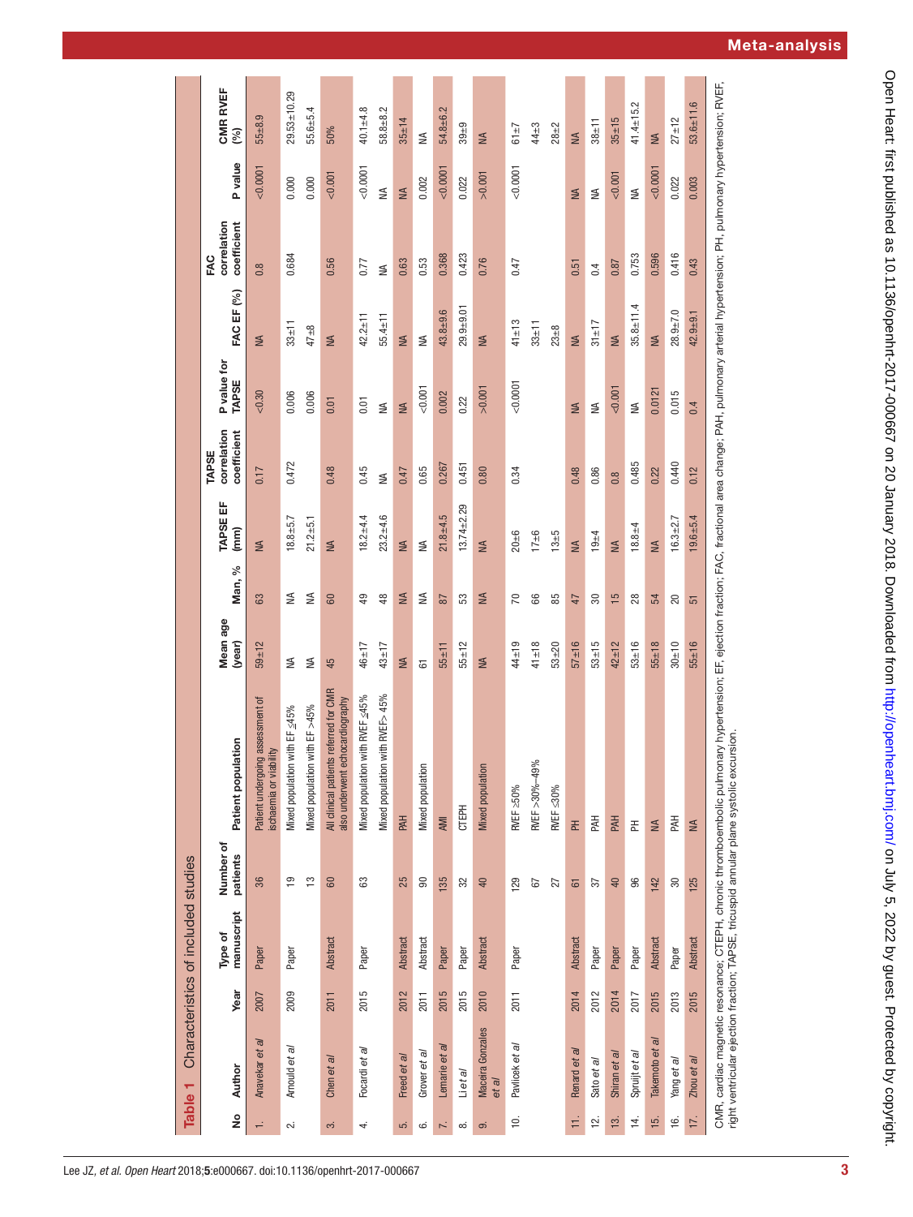**Table 1** Characteristics of included studies

| No | Author | Year | Type of manuscript | Number of patients | Patient population | Mean age (year) | Man, % | TAPSE EF (mm) | TAPSE correlation coefficient | P value for TAPSE | FAC EF (%) | FAC correlation coefficient | P value | CMR RVEF (%) |
|---|---|---|---|---|---|---|---|---|---|---|---|---|---|---|
| 1. | Anavekar *et al* | 2007 | Paper | 36 | Patient undergoing assessment of ischaemia or viability | 59±12 | 63 | NA | 0.17 | <0.30 | NA | 0.8 | <0.0001 | 55±8.9 |
| 2. | Arnould *et al* | 2009 | Paper | 19 | Mixed population with EF ≤45% | NA | NA | 18.8±5.7 | 0.472 | 0.006 | 33±11 | 0.684 | 0.000 | 29.53±10.29 |
| | | | | 13 | Mixed population with EF >45% | NA | NA | 21.2±5.1 | | 0.006 | 47±8 | | 0.000 | 55.6±5.4 |
| 3. | Chen *et al* | 2011 | Abstract | 60 | All clinical patients referred for CMR also underwent echocardiography | 45 | 60 | NA | 0.48 | 0.01 | NA | 0.56 | <0.001 | 50% |
| 4. | Focardi *et al* | 2015 | Paper | 63 | Mixed population with RVEF ≤45% | 46±17 | 49 | 18.2±4.4 | 0.45 | 0.01 | 42.2±11 | 0.77 | <0.0001 | 40.1±4.8 |
| | | | | | Mixed population with RVEF> 45% | 43±17 | 48 | 23.2±4.6 | NA | NA | 55.4±11 | NA | NA | 58.8±8.2 |
| 5. | Freed *et al* | 2012 | Abstract | 25 | PAH | NA | NA | NA | 0.47 | NA | NA | 0.63 | NA | 35±14 |
| 6. | Grover *et al* | 2011 | Abstract | 90 | Mixed population | 61 | NA | NA | 0.65 | <0.001 | NA | 0.53 | 0.002 | NA |
| 7. | Lemarie *et al* | 2015 | Paper | 135 | AMI | 55±11 | 87 | 21.8±4.5 | 0.267 | 0.002 | 43.8±9.6 | 0.368 | <0.0001 | 54.8±6.2 |
| 8. | Li *et al* | 2015 | Paper | 32 | CTEPH | 55±12 | 53 | 13.74±2.29 | 0.451 | 0.22 | 29.9±9.01 | 0.423 | 0.022 | 39±9 |
| 9. | Maceira Gonzales *et al* | 2010 | Abstract | 40 | Mixed population | NA | NA | NA | 0.80 | >0.001 | NA | 0.76 | >0.001 | NA |
| 10. | Pavlicek *et al* | 2011 | Paper | 129 | RVEF ≥50% | 44±19 | 70 | 20±6 | 0.34 | <0.0001 | 41±13 | 0.47 | <0.0001 | 61±7 |
| | | | | 67 | RVEF >30%–49% | 41±18 | 66 | 17±6 | | | 33±11 | | | 44±3 |
| | | | | 27 | RVEF ≤30% | 53±20 | 85 | 13±5 | | | 23±8 | | | 28±2 |
| 11. | Renard *et al* | 2014 | Abstract | 61 | PH | 57±16 | 47 | NA | 0.48 | NA | NA | 0.51 | NA | NA |
| 12. | Sato *et al* | 2012 | Paper | 37 | PAH | 53±15 | 30 | 19±4 | 0.86 | NA | 31±17 | 0.4 | NA | 38±11 |
| 13. | Shiran *et al* | 2014 | Paper | 40 | PAH | 42±12 | 15 | NA | 0.8 | <0.001 | NA | 0.87 | <0.001 | 35±15 |
| 14. | Spruijt *et al* | 2017 | Paper | 96 | PH | 53±16 | 28 | 18.8±4 | 0.485 | NA | 35.8±11.4 | 0.753 | NA | 41.4±15.2 |
| 15. | Takemoto *et al* | 2015 | Abstract | 142 | NA | 55±18 | 54 | NA | 0.22 | 0.0121 | NA | 0.596 | <0.0001 | NA |
| 16. | Yang *et al* | 2013 | Paper | 30 | PAH | 30±10 | 20 | 16.3±2.7 | 0.440 | 0.015 | 28.9±7.0 | 0.416 | 0.022 | 27±12 |
| 17. | Zhou *et al* | 2015 | Abstract | 125 | NA | 55±16 | 51 | 19.6±5.4 | 0.12 | 0.4 | 42.9±9.1 | 0.43 | 0.003 | 53.6±11.6 |

CMR, cardiac magnetic resonance; CTEPH, chronic thromboembolic pulmonary hypertension; EF, ejection fraction; FAC, fractional area change; PAH, pulmonary arterial hypertension; PH, pulmonary hypertension; RVEF, right ventricular ejection fraction; TAPSE, tricuspid annular plane systolic excursion.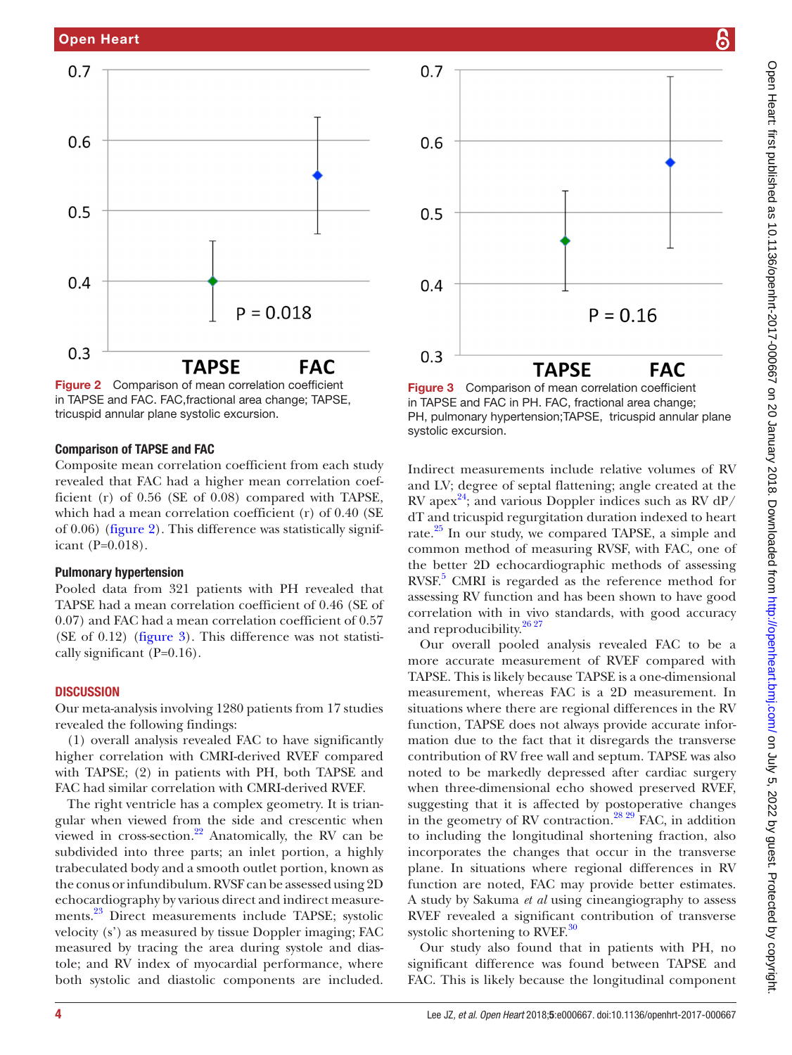Figure 2 Comparison of mean correlation coefficient in TAPSE and FAC. FAC,fractional area change; TAPSE, tricuspid annular plane systolic excursion.

Figure 3 Comparison of mean correlation coefficient in TAPSE and FAC in PH. FAC, fractional area change; PH, pulmonary hypertension;TAPSE, tricuspid annular plane systolic excursion.

### Comparison of TAPSE and FAC

Composite mean correlation coefficient from each study revealed that FAC had a higher mean correlation coefficient (r) of 0.56 (SE of 0.08) compared with TAPSE, which had a mean correlation coefficient (r) of 0.40 (SE of 0.06) (figure 2). This difference was statistically significant (P=0.018).

### Pulmonary hypertension

Pooled data from 321 patients with PH revealed that TAPSE had a mean correlation coefficient of 0.46 (SE of 0.07) and FAC had a mean correlation coefficient of 0.57 (SE of 0.12) (figure 3). This difference was not statistically significant (P=0.16).

## DISCUSSION

Our meta-analysis involving 1280 patients from 17 studies revealed the following findings:

(1) overall analysis revealed FAC to have significantly higher correlation with CMRI-derived RVEF compared with TAPSE; (2) in patients with PH, both TAPSE and FAC had similar correlation with CMRI-derived RVEF.

The right ventricle has a complex geometry. It is triangular when viewed from the side and crescentic when viewed in cross-section.[22] Anatomically, the RV can be subdivided into three parts; an inlet portion, a highly trabeculated body and a smooth outlet portion, known as the conus or infundibulum. RVSF can be assessed using 2D echocardiography by various direct and indirect measurements.[23] Direct measurements include TAPSE; systolic velocity (s') as measured by tissue Doppler imaging; FAC measured by tracing the area during systole and diastole; and RV index of myocardial performance, where both systolic and diastolic components are included. Indirect measurements include relative volumes of RV and LV; degree of septal flattening; angle created at the RV apex[24]; and various Doppler indices such as RV dP/dT and tricuspid regurgitation duration indexed to heart rate.[25] In our study, we compared TAPSE, a simple and common method of measuring RVSF, with FAC, one of the better 2D echocardiographic methods of assessing RVSF.[5] CMRI is regarded as the reference method for assessing RV function and has been shown to have good correlation with in vivo standards, with good accuracy and reproducibility.[26,27]

Our overall pooled analysis revealed FAC to be a more accurate measurement of RVEF compared with TAPSE. This is likely because TAPSE is a one-dimensional measurement, whereas FAC is a 2D measurement. In situations where there are regional differences in the RV function, TAPSE does not always provide accurate information due to the fact that it disregards the transverse contribution of RV free wall and septum. TAPSE was also noted to be markedly depressed after cardiac surgery when three-dimensional echo showed preserved RVEF, suggesting that it is affected by postoperative changes in the geometry of RV contraction.[28,29] FAC, in addition to including the longitudinal shortening fraction, also incorporates the changes that occur in the transverse plane. In situations where regional differences in RV function are noted, FAC may provide better estimates. A study by Sakuma *et al* using cineangiography to assess RVEF revealed a significant contribution of transverse systolic shortening to RVEF.[30]

Our study also found that in patients with PH, no significant difference was found between TAPSE and FAC. This is likely because the longitudinal component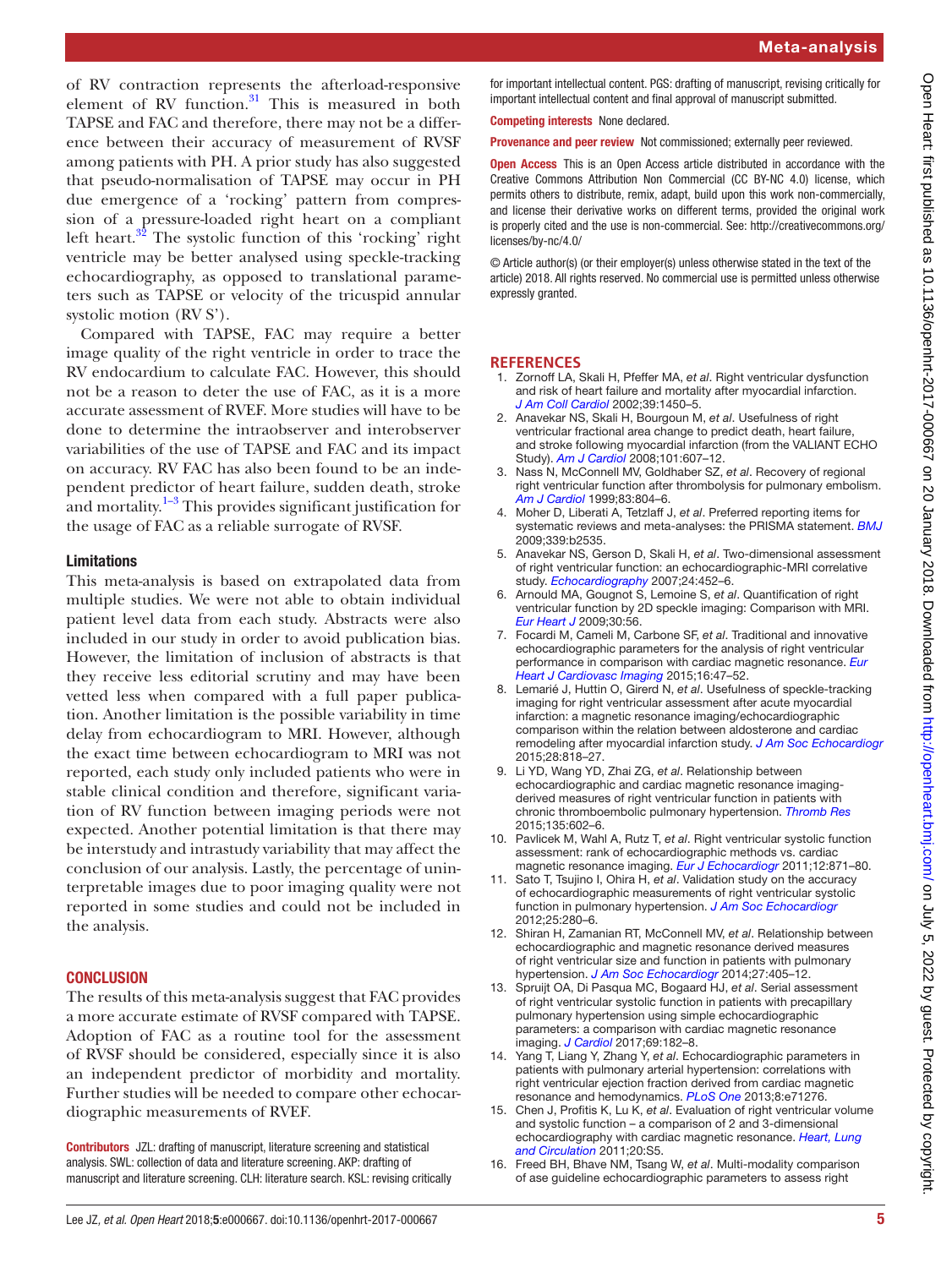of RV contraction represents the afterload-responsive element of RV function.[31] This is measured in both TAPSE and FAC and therefore, there may not be a difference between their accuracy of measurement of RVSF among patients with PH. A prior study has also suggested that pseudo-normalisation of TAPSE may occur in PH due emergence of a 'rocking' pattern from compression of a pressure-loaded right heart on a compliant left heart.[32] The systolic function of this 'rocking' right ventricle may be better analysed using speckle-tracking echocardiography, as opposed to translational parameters such as TAPSE or velocity of the tricuspid annular systolic motion (RV S').

Compared with TAPSE, FAC may require a better image quality of the right ventricle in order to trace the RV endocardium to calculate FAC. However, this should not be a reason to deter the use of FAC, as it is a more accurate assessment of RVEF. More studies will have to be done to determine the intraobserver and interobserver variabilities of the use of TAPSE and FAC and its impact on accuracy. RV FAC has also been found to be an independent predictor of heart failure, sudden death, stroke and mortality.[1–3] This provides significant justification for the usage of FAC as a reliable surrogate of RVSF.

### Limitations

This meta-analysis is based on extrapolated data from multiple studies. We were not able to obtain individual patient level data from each study. Abstracts were also included in our study in order to avoid publication bias. However, the limitation of inclusion of abstracts is that they receive less editorial scrutiny and may have been vetted less when compared with a full paper publication. Another limitation is the possible variability in time delay from echocardiogram to MRI. However, although the exact time between echocardiogram to MRI was not reported, each study only included patients who were in stable clinical condition and therefore, significant variation of RV function between imaging periods were not expected. Another potential limitation is that there may be interstudy and intrastudy variability that may affect the conclusion of our analysis. Lastly, the percentage of uninterpretable images due to poor imaging quality were not reported in some studies and could not be included in the analysis.

## CONCLUSION

The results of this meta-analysis suggest that FAC provides a more accurate estimate of RVSF compared with TAPSE. Adoption of FAC as a routine tool for the assessment of RVSF should be considered, especially since it is also an independent predictor of morbidity and mortality. Further studies will be needed to compare other echocardiographic measurements of RVEF.

**Contributors** JZL: drafting of manuscript, literature screening and statistical analysis. SWL: collection of data and literature screening. AKP: drafting of manuscript and literature screening. CLH: literature search. KSL: revising critically for important intellectual content. PGS: drafting of manuscript, revising critically for important intellectual content and final approval of manuscript submitted.

**Competing interests** None declared.

**Provenance and peer review** Not commissioned; externally peer reviewed.

**Open Access** This is an Open Access article distributed in accordance with the Creative Commons Attribution Non Commercial (CC BY-NC 4.0) license, which permits others to distribute, remix, adapt, build upon this work non-commercially, and license their derivative works on different terms, provided the original work is properly cited and the use is non-commercial. See: http://creativecommons.org/licenses/by-nc/4.0/

© Article author(s) (or their employer(s) unless otherwise stated in the text of the article) 2018. All rights reserved. No commercial use is permitted unless otherwise expressly granted.

## REFERENCES

1. Zornoff LA, Skali H, Pfeffer MA, *et al*. Right ventricular dysfunction and risk of heart failure and mortality after myocardial infarction. *J Am Coll Cardiol* 2002;39:1450–5.
2. Anavekar NS, Skali H, Bourgoun M, *et al*. Usefulness of right ventricular fractional area change to predict death, heart failure, and stroke following myocardial infarction (from the VALIANT ECHO Study). *Am J Cardiol* 2008;101:607–12.
3. Nass N, McConnell MV, Goldhaber SZ, *et al*. Recovery of regional right ventricular function after thrombolysis for pulmonary embolism. *Am J Cardiol* 1999;83:804–6.
4. Moher D, Liberati A, Tetzlaff J, *et al*. Preferred reporting items for systematic reviews and meta-analyses: the PRISMA statement. *BMJ* 2009;339:b2535.
5. Anavekar NS, Gerson D, Skali H, *et al*. Two-dimensional assessment of right ventricular function: an echocardiographic-MRI correlative study. *Echocardiography* 2007;24:452–6.
6. Arnould MA, Gougnot S, Lemoine S, *et al*. Quantification of right ventricular function by 2D speckle imaging: Comparison with MRI. *Eur Heart J* 2009;30:56.
7. Focardi M, Cameli M, Carbone SF, *et al*. Traditional and innovative echocardiographic parameters for the analysis of right ventricular performance in comparison with cardiac magnetic resonance. *Eur Heart J Cardiovasc Imaging* 2015;16:47–52.
8. Lemarié J, Huttin O, Girerd N, *et al*. Usefulness of speckle-tracking imaging for right ventricular assessment after acute myocardial infarction: a magnetic resonance imaging/echocardiographic comparison within the relation between aldosterone and cardiac remodeling after myocardial infarction study. *J Am Soc Echocardiogr* 2015;28:818–27.
9. Li YD, Wang YD, Zhai ZG, *et al*. Relationship between echocardiographic and cardiac magnetic resonance imaging-derived measures of right ventricular function in patients with chronic thromboembolic pulmonary hypertension. *Thromb Res* 2015;135:602–6.
10. Pavlicek M, Wahl A, Rutz T, *et al*. Right ventricular systolic function assessment: rank of echocardiographic methods vs. cardiac magnetic resonance imaging. *Eur J Echocardiogr* 2011;12:871–80.
11. Sato T, Tsujino I, Ohira H, *et al*. Validation study on the accuracy of echocardiographic measurements of right ventricular systolic function in pulmonary hypertension. *J Am Soc Echocardiogr* 2012;25:280–6.
12. Shiran H, Zamanian RT, McConnell MV, *et al*. Relationship between echocardiographic and magnetic resonance derived measures of right ventricular size and function in patients with pulmonary hypertension. *J Am Soc Echocardiogr* 2014;27:405–12.
13. Spruijt OA, Di Pasqua MC, Bogaard HJ, *et al*. Serial assessment of right ventricular systolic function in patients with precapillary pulmonary hypertension using simple echocardiographic parameters: a comparison with cardiac magnetic resonance imaging. *J Cardiol* 2017;69:182–8.
14. Yang T, Liang Y, Zhang Y, *et al*. Echocardiographic parameters in patients with pulmonary arterial hypertension: correlations with right ventricular ejection fraction derived from cardiac magnetic resonance and hemodynamics. *PLoS One* 2013;8:e71276.
15. Chen J, Profitis K, Lu K, *et al*. Evaluation of right ventricular volume and systolic function – a comparison of 2 and 3-dimensional echocardiography with cardiac magnetic resonance. *Heart, Lung and Circulation* 2011;20:S5.
16. Freed BH, Bhave NM, Tsang W, *et al*. Multi-modality comparison of ase guideline echocardiographic parameters to assess right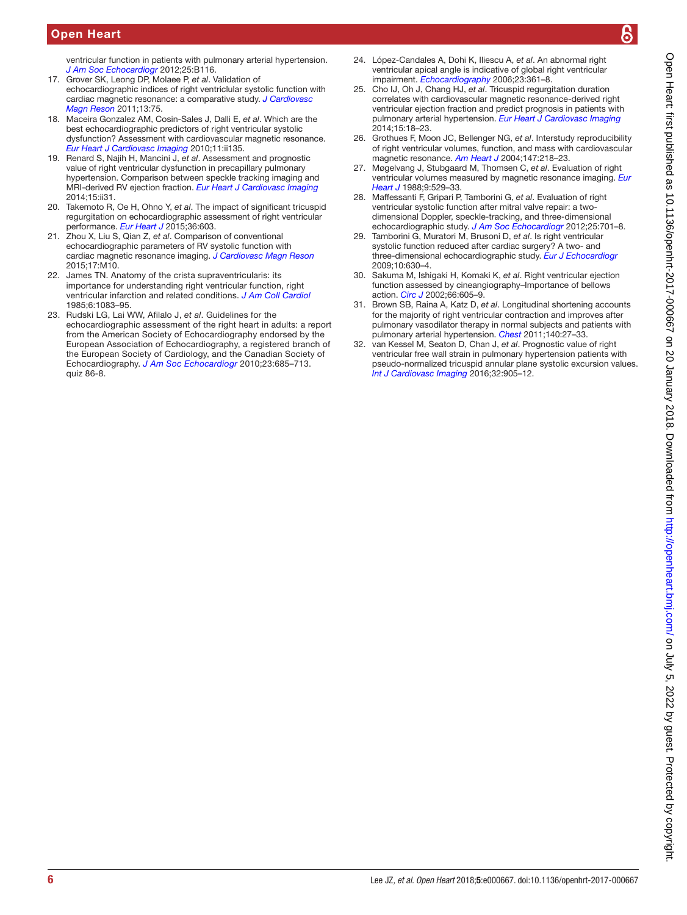ventricular function in patients with pulmonary arterial hypertension. *J Am Soc Echocardiogr* 2012;25:B116.

17. Grover SK, Leong DP, Molaee P, *et al*. Validation of echocardiographic indices of right ventricular systolic function with cardiac magnetic resonance: a comparative study. *J Cardiovasc Magn Reson* 2011;13:75.
18. Maceira Gonzalez AM, Cosin-Sales J, Dalli E, *et al*. Which are the best echocardiographic predictors of right ventricular systolic dysfunction? Assessment with cardiovascular magnetic resonance. *Eur Heart J Cardiovasc Imaging* 2010;11:ii135.
19. Renard S, Najih H, Mancini J, *et al*. Assessment and prognostic value of right ventricular dysfunction in precapillary pulmonary hypertension. Comparison between speckle tracking imaging and MRI-derived RV ejection fraction. *Eur Heart J Cardiovasc Imaging* 2014;15:ii31.
20. Takemoto R, Oe H, Ohno Y, *et al*. The impact of significant tricuspid regurgitation on echocardiographic assessment of right ventricular performance. *Eur Heart J* 2015;36:603.
21. Zhou X, Liu S, Qian Z, *et al*. Comparison of conventional echocardiographic parameters of RV systolic function with cardiac magnetic resonance imaging. *J Cardiovasc Magn Reson* 2015;17:M10.
22. James TN. Anatomy of the crista supraventricularis: its importance for understanding right ventricular function, right ventricular infarction and related conditions. *J Am Coll Cardiol* 1985;6:1083–95.
23. Rudski LG, Lai WW, Afilalo J, *et al*. Guidelines for the echocardiographic assessment of the right heart in adults: a report from the American Society of Echocardiography endorsed by the European Association of Echocardiography, a registered branch of the European Society of Cardiology, and the Canadian Society of Echocardiography. *J Am Soc Echocardiogr* 2010;23:685–713. quiz 86-8.
24. López-Candales A, Dohi K, Iliescu A, *et al*. An abnormal right ventricular apical angle is indicative of global right ventricular impairment. *Echocardiography* 2006;23:361–8.
25. Cho IJ, Oh J, Chang HJ, *et al*. Tricuspid regurgitation duration correlates with cardiovascular magnetic resonance-derived right ventricular ejection fraction and predict prognosis in patients with pulmonary arterial hypertension. *Eur Heart J Cardiovasc Imaging* 2014;15:18–23.
26. Grothues F, Moon JC, Bellenger NG, *et al*. Interstudy reproducibility of right ventricular volumes, function, and mass with cardiovascular magnetic resonance. *Am Heart J* 2004;147:218–23.
27. Møgelvang J, Stubgaard M, Thomsen C, *et al*. Evaluation of right ventricular volumes measured by magnetic resonance imaging. *Eur Heart J* 1988;9:529–33.
28. Maffessanti F, Gripari P, Tamborini G, *et al*. Evaluation of right ventricular systolic function after mitral valve repair: a two-dimensional Doppler, speckle-tracking, and three-dimensional echocardiographic study. *J Am Soc Echocardiogr* 2012;25:701–8.
29. Tamborini G, Muratori M, Brusoni D, *et al*. Is right ventricular systolic function reduced after cardiac surgery? A two- and three-dimensional echocardiographic study. *Eur J Echocardiogr* 2009;10:630–4.
30. Sakuma M, Ishigaki H, Komaki K, *et al*. Right ventricular ejection function assessed by cineangiography–Importance of bellows action. *Circ J* 2002;66:605–9.
31. Brown SB, Raina A, Katz D, *et al*. Longitudinal shortening accounts for the majority of right ventricular contraction and improves after pulmonary vasodilator therapy in normal subjects and patients with pulmonary arterial hypertension. *Chest* 2011;140:27–33.
32. van Kessel M, Seaton D, Chan J, *et al*. Prognostic value of right ventricular free wall strain in pulmonary hypertension patients with pseudo-normalized tricuspid annular plane systolic excursion values. *Int J Cardiovasc Imaging* 2016;32:905–12.